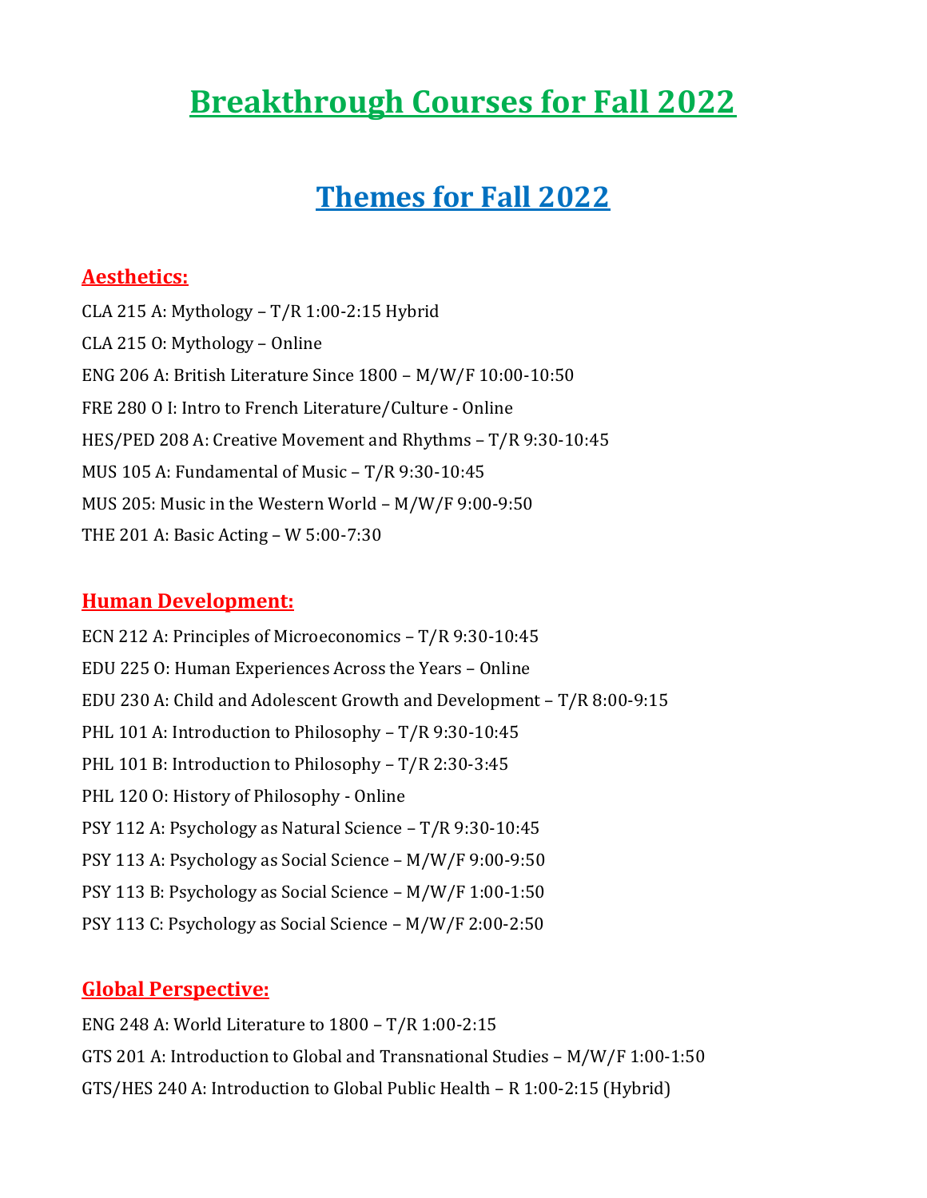# Breakthrough Courses for Fall 2022

## Themes for Fall 2022

### Aesthetics:

CLA 215 A: Mythology – T/R 1:00-2:15 Hybrid

CLA 215 O: Mythology – Online

ENG 206 A: British Literature Since 1800 – M/W/F 10:00-10:50

FRE 280 O I: Intro to French Literature/Culture - Online

HES/PED 208 A: Creative Movement and Rhythms – T/R 9:30-10:45

MUS 105 A: Fundamental of Music – T/R 9:30-10:45

MUS 205: Music in the Western World – M/W/F 9:00-9:50

THE 201 A: Basic Acting – W 5:00-7:30

### Human Development:

ECN 212 A: Principles of Microeconomics – T/R 9:30-10:45

EDU 225 O: Human Experiences Across the Years – Online

EDU 230 A: Child and Adolescent Growth and Development – T/R 8:00-9:15

PHL 101 A: Introduction to Philosophy – T/R 9:30-10:45

PHL 101 B: Introduction to Philosophy – T/R 2:30-3:45

PHL 120 O: History of Philosophy - Online

PSY 112 A: Psychology as Natural Science – T/R 9:30-10:45

PSY 113 A: Psychology as Social Science – M/W/F 9:00-9:50

PSY 113 B: Psychology as Social Science – M/W/F 1:00-1:50

PSY 113 C: Psychology as Social Science – M/W/F 2:00-2:50

### Global Perspective:

ENG 248 A: World Literature to 1800 – T/R 1:00-2:15

GTS 201 A: Introduction to Global and Transnational Studies – M/W/F 1:00-1:50

GTS/HES 240 A: Introduction to Global Public Health – R 1:00-2:15 (Hybrid)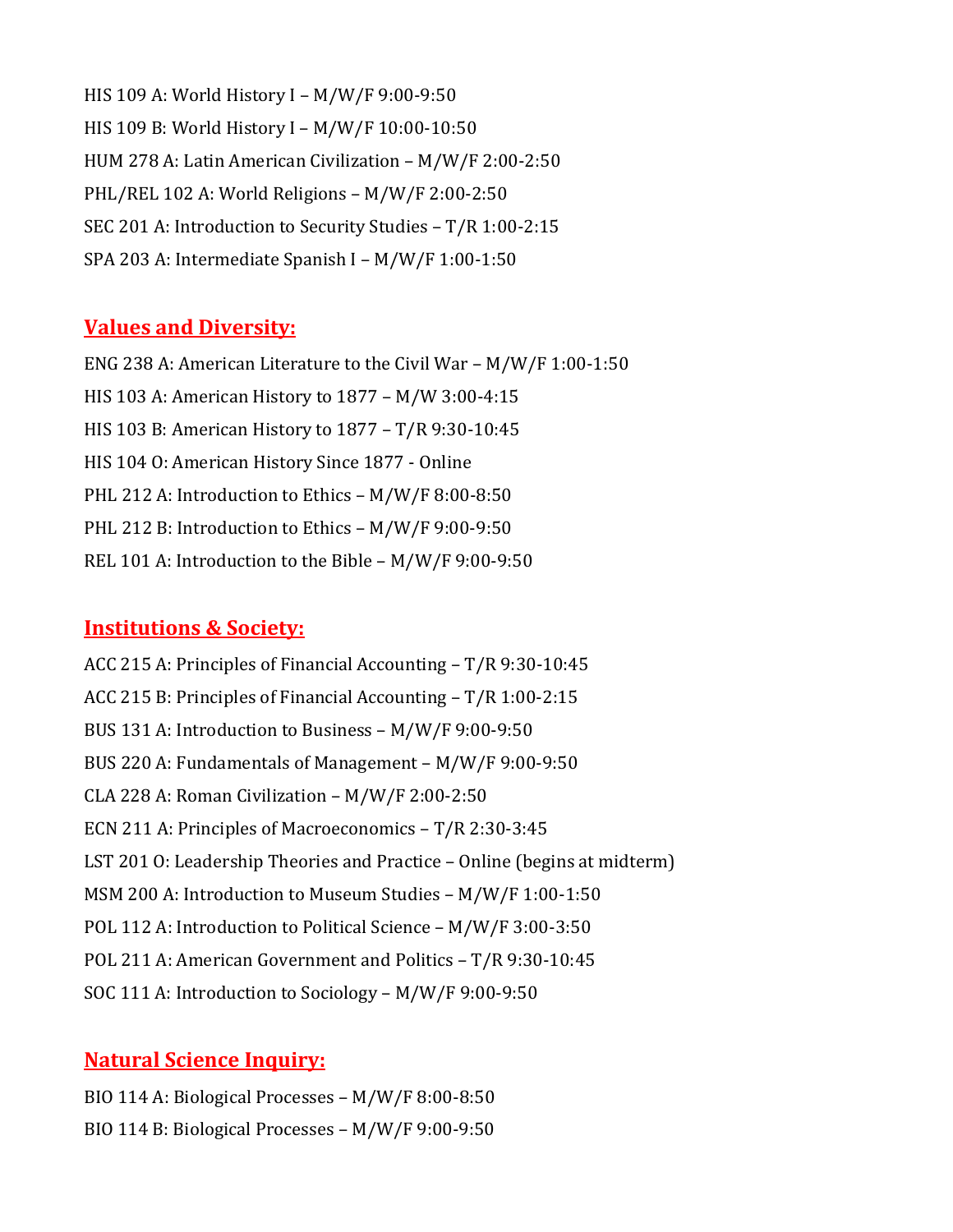HIS 109 A: World History I – M/W/F 9:00-9:50

HIS 109 B: World History I – M/W/F 10:00-10:50

HUM 278 A: Latin American Civilization – M/W/F 2:00-2:50

PHL/REL 102 A: World Religions – M/W/F 2:00-2:50

SEC 201 A: Introduction to Security Studies – T/R 1:00-2:15

SPA 203 A: Intermediate Spanish I – M/W/F 1:00-1:50

## Values and Diversity:

ENG 238 A: American Literature to the Civil War – M/W/F 1:00-1:50

HIS 103 A: American History to 1877 – M/W 3:00-4:15

HIS 103 B: American History to 1877 – T/R 9:30-10:45

HIS 104 O: American History Since 1877 - Online

PHL 212 A: Introduction to Ethics – M/W/F 8:00-8:50

PHL 212 B: Introduction to Ethics – M/W/F 9:00-9:50

REL 101 A: Introduction to the Bible – M/W/F 9:00-9:50

## Institutions & Society:

ACC 215 A: Principles of Financial Accounting – T/R 9:30-10:45

ACC 215 B: Principles of Financial Accounting – T/R 1:00-2:15

BUS 131 A: Introduction to Business – M/W/F 9:00-9:50

BUS 220 A: Fundamentals of Management – M/W/F 9:00-9:50

CLA 228 A: Roman Civilization – M/W/F 2:00-2:50

ECN 211 A: Principles of Macroeconomics – T/R 2:30-3:45

LST 201 O: Leadership Theories and Practice – Online (begins at midterm)

MSM 200 A: Introduction to Museum Studies – M/W/F 1:00-1:50

POL 112 A: Introduction to Political Science – M/W/F 3:00-3:50

POL 211 A: American Government and Politics – T/R 9:30-10:45

SOC 111 A: Introduction to Sociology – M/W/F 9:00-9:50

## Natural Science Inquiry:

BIO 114 A: Biological Processes – M/W/F 8:00-8:50

BIO 114 B: Biological Processes – M/W/F 9:00-9:50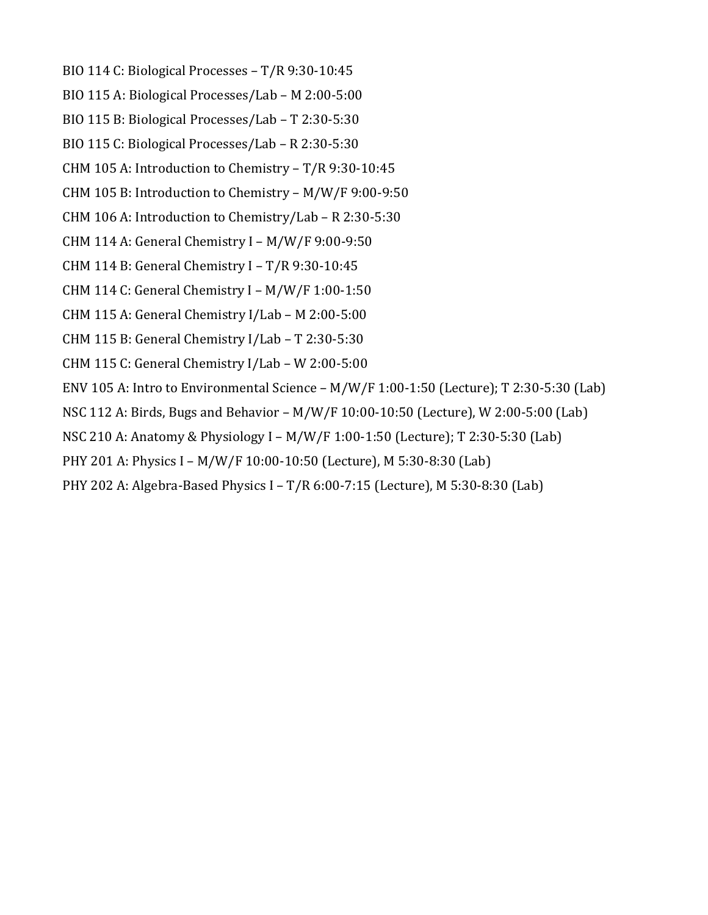BIO 114 C: Biological Processes – T/R 9:30-10:45

BIO 115 A: Biological Processes/Lab – M 2:00-5:00

BIO 115 B: Biological Processes/Lab – T 2:30-5:30

BIO 115 C: Biological Processes/Lab – R 2:30-5:30

CHM 105 A: Introduction to Chemistry – T/R 9:30-10:45

CHM 105 B: Introduction to Chemistry – M/W/F 9:00-9:50

CHM 106 A: Introduction to Chemistry/Lab – R 2:30-5:30

CHM 114 A: General Chemistry I – M/W/F 9:00-9:50

CHM 114 B: General Chemistry I – T/R 9:30-10:45

CHM 114 C: General Chemistry I – M/W/F 1:00-1:50

CHM 115 A: General Chemistry I/Lab – M 2:00-5:00

CHM 115 B: General Chemistry I/Lab – T 2:30-5:30

CHM 115 C: General Chemistry I/Lab – W 2:00-5:00

ENV 105 A: Intro to Environmental Science – M/W/F 1:00-1:50 (Lecture); T 2:30-5:30 (Lab)

NSC 112 A: Birds, Bugs and Behavior – M/W/F 10:00-10:50 (Lecture), W 2:00-5:00 (Lab)

NSC 210 A: Anatomy & Physiology I – M/W/F 1:00-1:50 (Lecture); T 2:30-5:30 (Lab)

PHY 201 A: Physics I – M/W/F 10:00-10:50 (Lecture), M 5:30-8:30 (Lab)

PHY 202 A: Algebra-Based Physics I – T/R 6:00-7:15 (Lecture), M 5:30-8:30 (Lab)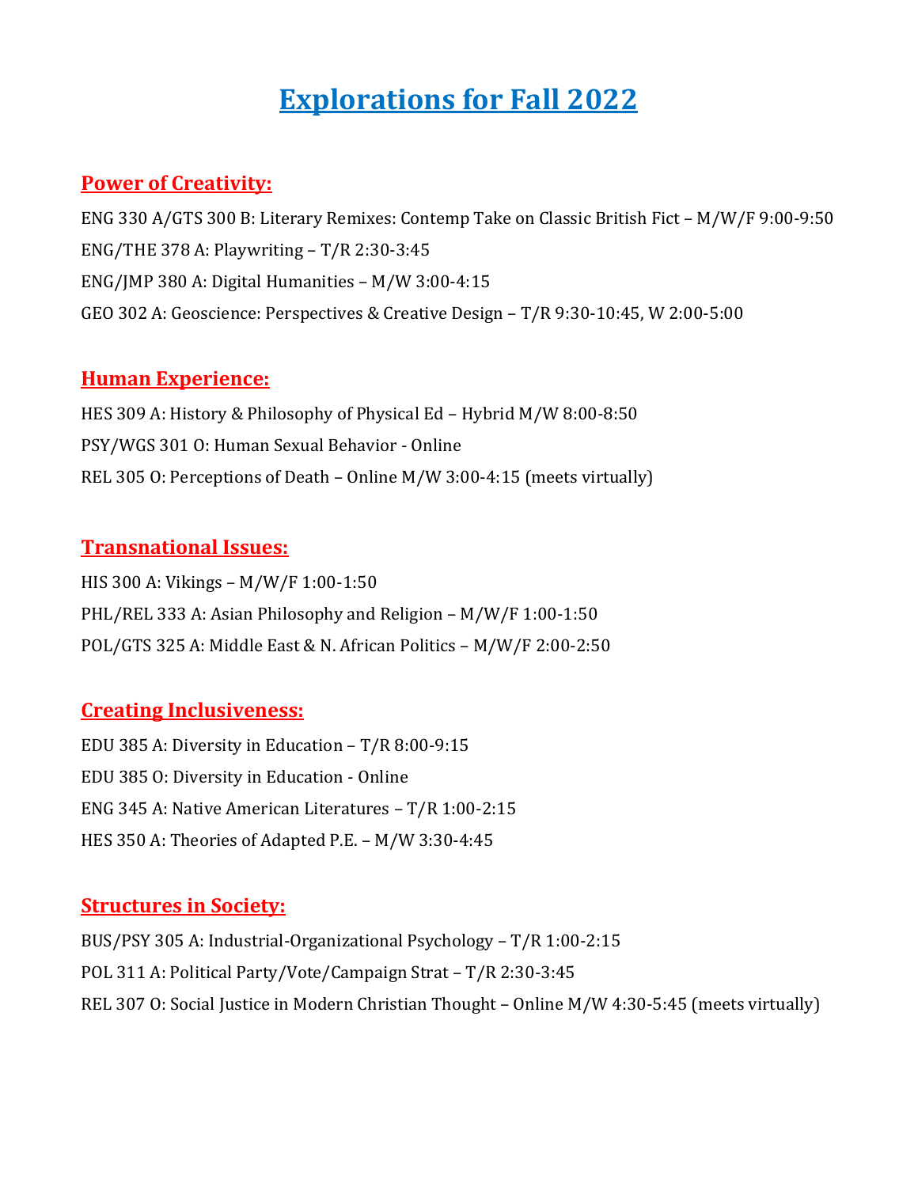# Explorations for Fall 2022

## Power of Creativity:

ENG 330 A/GTS 300 B: Literary Remixes: Contemp Take on Classic British Fict – M/W/F 9:00-9:50

ENG/THE 378 A: Playwriting – T/R 2:30-3:45

ENG/JMP 380 A: Digital Humanities – M/W 3:00-4:15

GEO 302 A: Geoscience: Perspectives & Creative Design – T/R 9:30-10:45, W 2:00-5:00

## Human Experience:

HES 309 A: History & Philosophy of Physical Ed – Hybrid M/W 8:00-8:50

PSY/WGS 301 O: Human Sexual Behavior - Online

REL 305 O: Perceptions of Death – Online M/W 3:00-4:15 (meets virtually)

## Transnational Issues:

HIS 300 A: Vikings – M/W/F 1:00-1:50

PHL/REL 333 A: Asian Philosophy and Religion – M/W/F 1:00-1:50

POL/GTS 325 A: Middle East & N. African Politics – M/W/F 2:00-2:50

## Creating Inclusiveness:

EDU 385 A: Diversity in Education – T/R 8:00-9:15

EDU 385 O: Diversity in Education - Online

ENG 345 A: Native American Literatures – T/R 1:00-2:15

HES 350 A: Theories of Adapted P.E. – M/W 3:30-4:45

## Structures in Society:

BUS/PSY 305 A: Industrial-Organizational Psychology – T/R 1:00-2:15

POL 311 A: Political Party/Vote/Campaign Strat – T/R 2:30-3:45

REL 307 O: Social Justice in Modern Christian Thought – Online M/W 4:30-5:45 (meets virtually)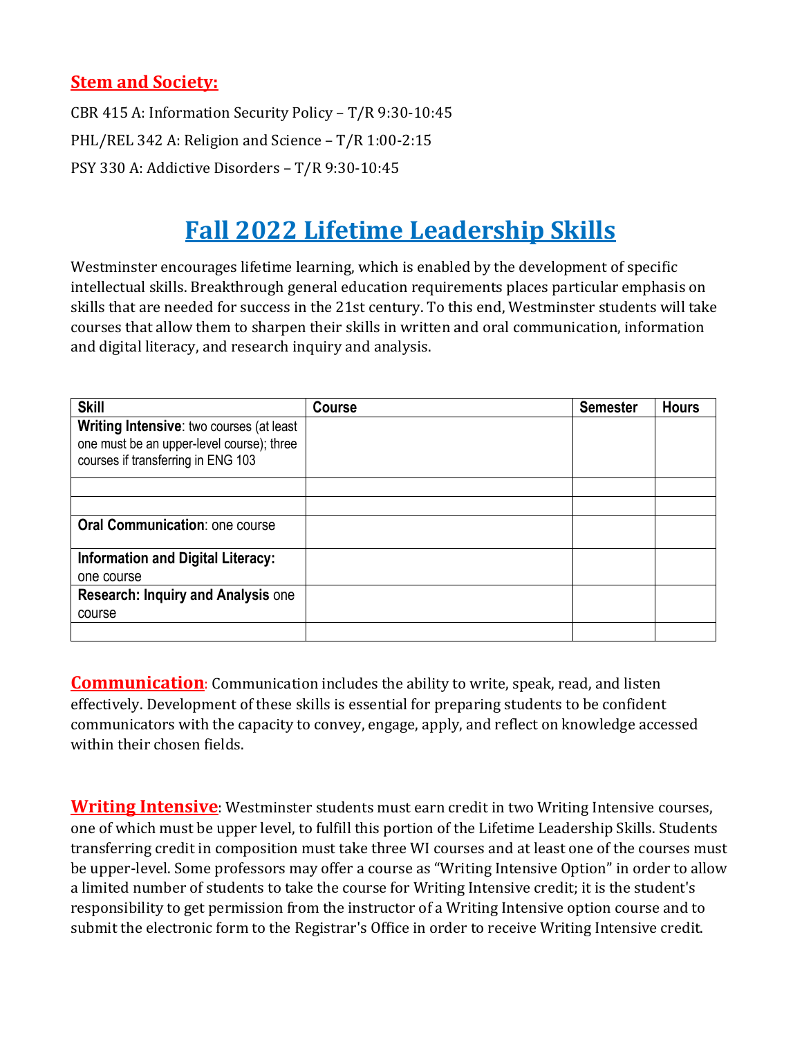## Stem and Society:

CBR 415 A: Information Security Policy – T/R 9:30-10:45

PHL/REL 342 A: Religion and Science – T/R 1:00-2:15

PSY 330 A: Addictive Disorders – T/R 9:30-10:45

# Fall 2022 Lifetime Leadership Skills

Westminster encourages lifetime learning, which is enabled by the development of specific intellectual skills. Breakthrough general education requirements places particular emphasis on skills that are needed for success in the 21st century. To this end, Westminster students will take courses that allow them to sharpen their skills in written and oral communication, information and digital literacy, and research inquiry and analysis.

| Skill | Course | Semester | Hours |
|---|---|---|---|
| **Writing Intensive**: two courses (at least one must be an upper-level course); three courses if transferring in ENG 103 | | | |
| | | | |
| | | | |
| **Oral Communication**: one course | | | |
| **Information and Digital Literacy:** one course | | | |
| **Research: Inquiry and Analysis** one course | | | |
| | | | |

**Communication**: Communication includes the ability to write, speak, read, and listen effectively. Development of these skills is essential for preparing students to be confident communicators with the capacity to convey, engage, apply, and reflect on knowledge accessed within their chosen fields.

**Writing Intensive**: Westminster students must earn credit in two Writing Intensive courses, one of which must be upper level, to fulfill this portion of the Lifetime Leadership Skills. Students transferring credit in composition must take three WI courses and at least one of the courses must be upper-level. Some professors may offer a course as "Writing Intensive Option" in order to allow a limited number of students to take the course for Writing Intensive credit; it is the student's responsibility to get permission from the instructor of a Writing Intensive option course and to submit the electronic form to the Registrar's Office in order to receive Writing Intensive credit.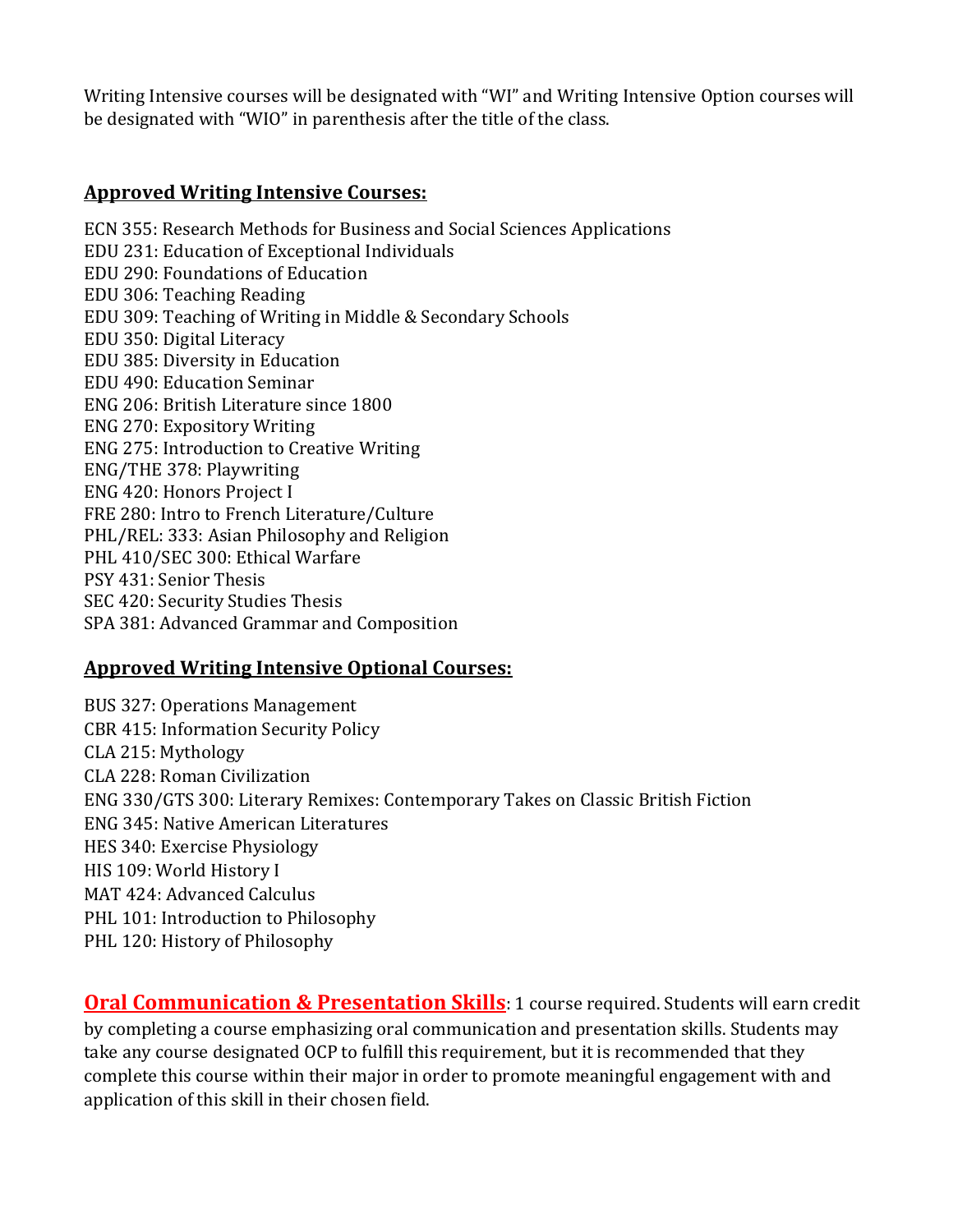Writing Intensive courses will be designated with "WI" and Writing Intensive Option courses will be designated with "WIO" in parenthesis after the title of the class.

**Approved Writing Intensive Courses:**

ECN 355: Research Methods for Business and Social Sciences Applications
EDU 231: Education of Exceptional Individuals
EDU 290: Foundations of Education
EDU 306: Teaching Reading
EDU 309: Teaching of Writing in Middle & Secondary Schools
EDU 350: Digital Literacy
EDU 385: Diversity in Education
EDU 490: Education Seminar
ENG 206: British Literature since 1800
ENG 270: Expository Writing
ENG 275: Introduction to Creative Writing
ENG/THE 378: Playwriting
ENG 420: Honors Project I
FRE 280: Intro to French Literature/Culture
PHL/REL: 333: Asian Philosophy and Religion
PHL 410/SEC 300: Ethical Warfare
PSY 431: Senior Thesis
SEC 420: Security Studies Thesis
SPA 381: Advanced Grammar and Composition

**Approved Writing Intensive Optional Courses:**

BUS 327: Operations Management
CBR 415: Information Security Policy
CLA 215: Mythology
CLA 228: Roman Civilization
ENG 330/GTS 300: Literary Remixes: Contemporary Takes on Classic British Fiction
ENG 345: Native American Literatures
HES 340: Exercise Physiology
HIS 109: World History I
MAT 424: Advanced Calculus
PHL 101: Introduction to Philosophy
PHL 120: History of Philosophy

**Oral Communication & Presentation Skills**: 1 course required. Students will earn credit by completing a course emphasizing oral communication and presentation skills. Students may take any course designated OCP to fulfill this requirement, but it is recommended that they complete this course within their major in order to promote meaningful engagement with and application of this skill in their chosen field.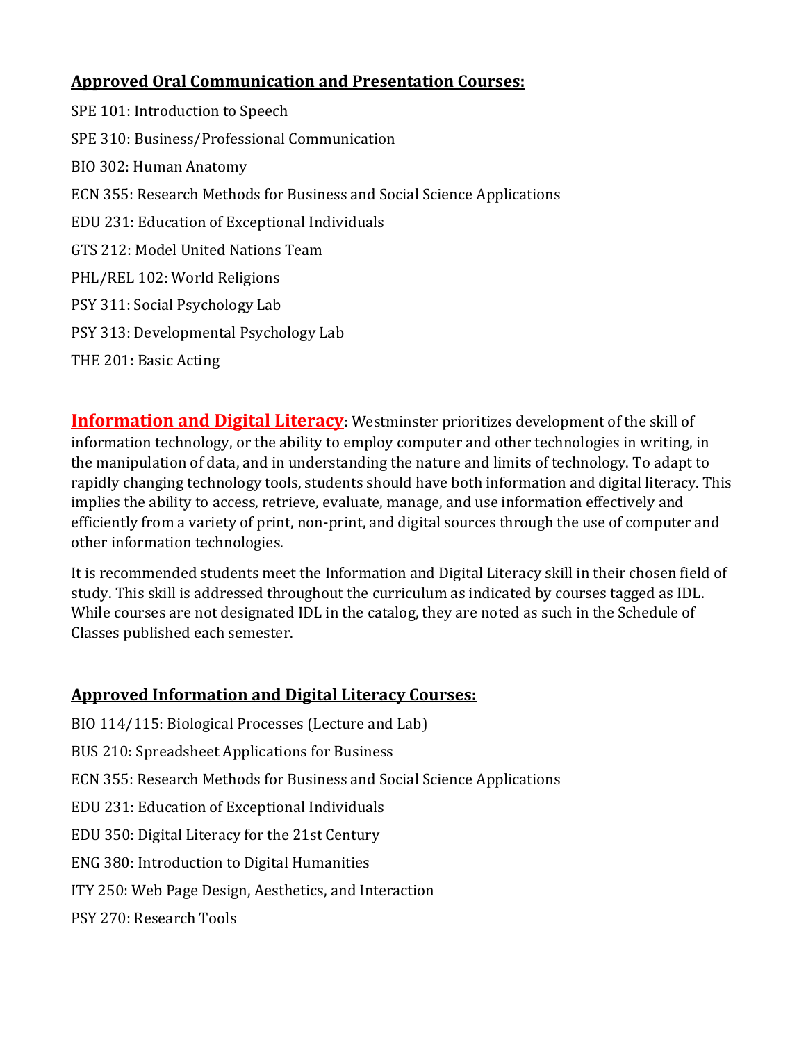**Approved Oral Communication and Presentation Courses:**

SPE 101: Introduction to Speech

SPE 310: Business/Professional Communication

BIO 302: Human Anatomy

ECN 355: Research Methods for Business and Social Science Applications

EDU 231: Education of Exceptional Individuals

GTS 212: Model United Nations Team

PHL/REL 102: World Religions

PSY 311: Social Psychology Lab

PSY 313: Developmental Psychology Lab

THE 201: Basic Acting

**Information and Digital Literacy**: Westminster prioritizes development of the skill of information technology, or the ability to employ computer and other technologies in writing, in the manipulation of data, and in understanding the nature and limits of technology. To adapt to rapidly changing technology tools, students should have both information and digital literacy. This implies the ability to access, retrieve, evaluate, manage, and use information effectively and efficiently from a variety of print, non-print, and digital sources through the use of computer and other information technologies.

It is recommended students meet the Information and Digital Literacy skill in their chosen field of study. This skill is addressed throughout the curriculum as indicated by courses tagged as IDL. While courses are not designated IDL in the catalog, they are noted as such in the Schedule of Classes published each semester.

**Approved Information and Digital Literacy Courses:**

BIO 114/115: Biological Processes (Lecture and Lab)

BUS 210: Spreadsheet Applications for Business

ECN 355: Research Methods for Business and Social Science Applications

EDU 231: Education of Exceptional Individuals

EDU 350: Digital Literacy for the 21st Century

ENG 380: Introduction to Digital Humanities

ITY 250: Web Page Design, Aesthetics, and Interaction

PSY 270: Research Tools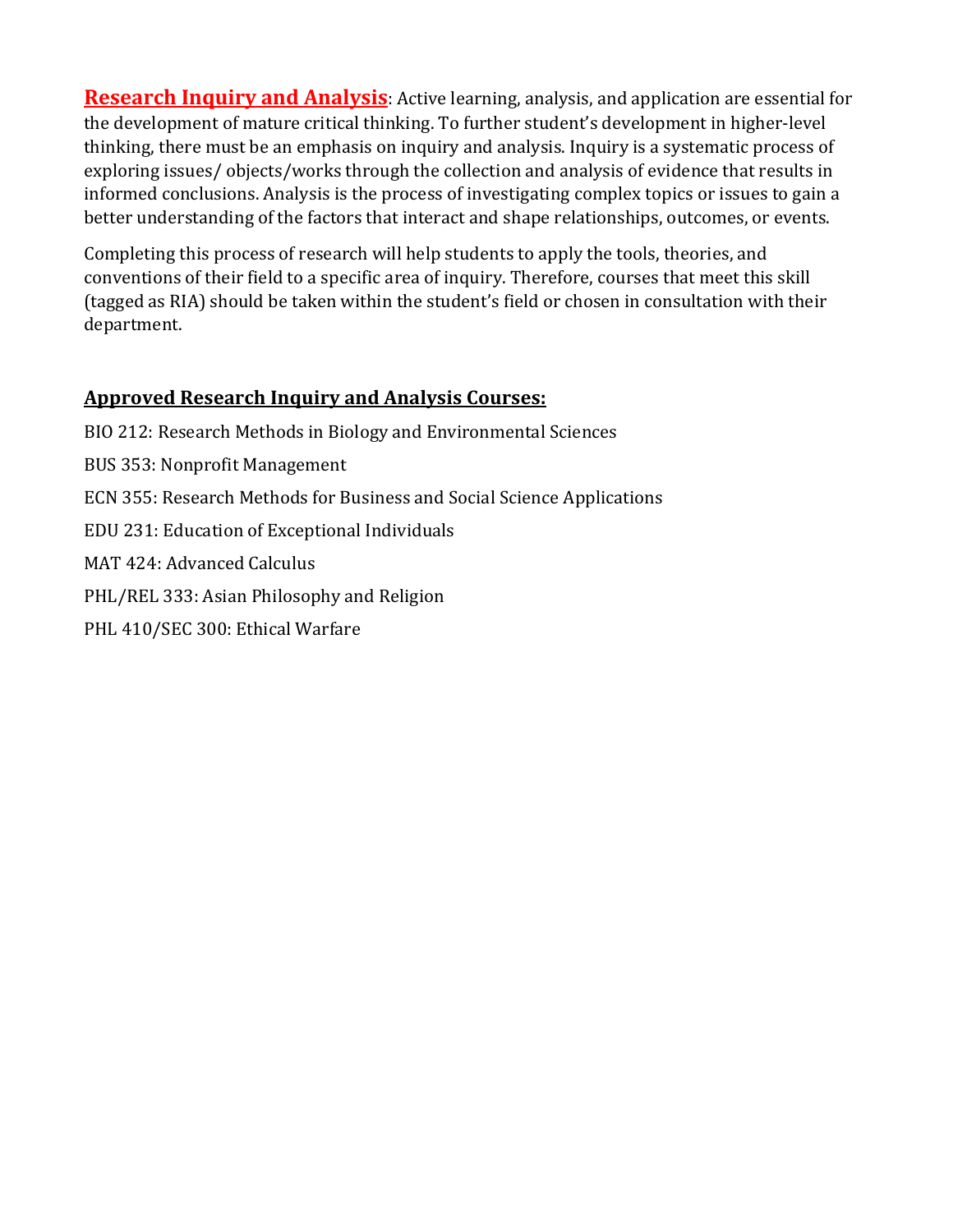**Research Inquiry and Analysis**: Active learning, analysis, and application are essential for the development of mature critical thinking. To further student's development in higher-level thinking, there must be an emphasis on inquiry and analysis. Inquiry is a systematic process of exploring issues/ objects/works through the collection and analysis of evidence that results in informed conclusions. Analysis is the process of investigating complex topics or issues to gain a better understanding of the factors that interact and shape relationships, outcomes, or events.

Completing this process of research will help students to apply the tools, theories, and conventions of their field to a specific area of inquiry. Therefore, courses that meet this skill (tagged as RIA) should be taken within the student's field or chosen in consultation with their department.

## Approved Research Inquiry and Analysis Courses:

BIO 212: Research Methods in Biology and Environmental Sciences

BUS 353: Nonprofit Management

ECN 355: Research Methods for Business and Social Science Applications

EDU 231: Education of Exceptional Individuals

MAT 424: Advanced Calculus

PHL/REL 333: Asian Philosophy and Religion

PHL 410/SEC 300: Ethical Warfare